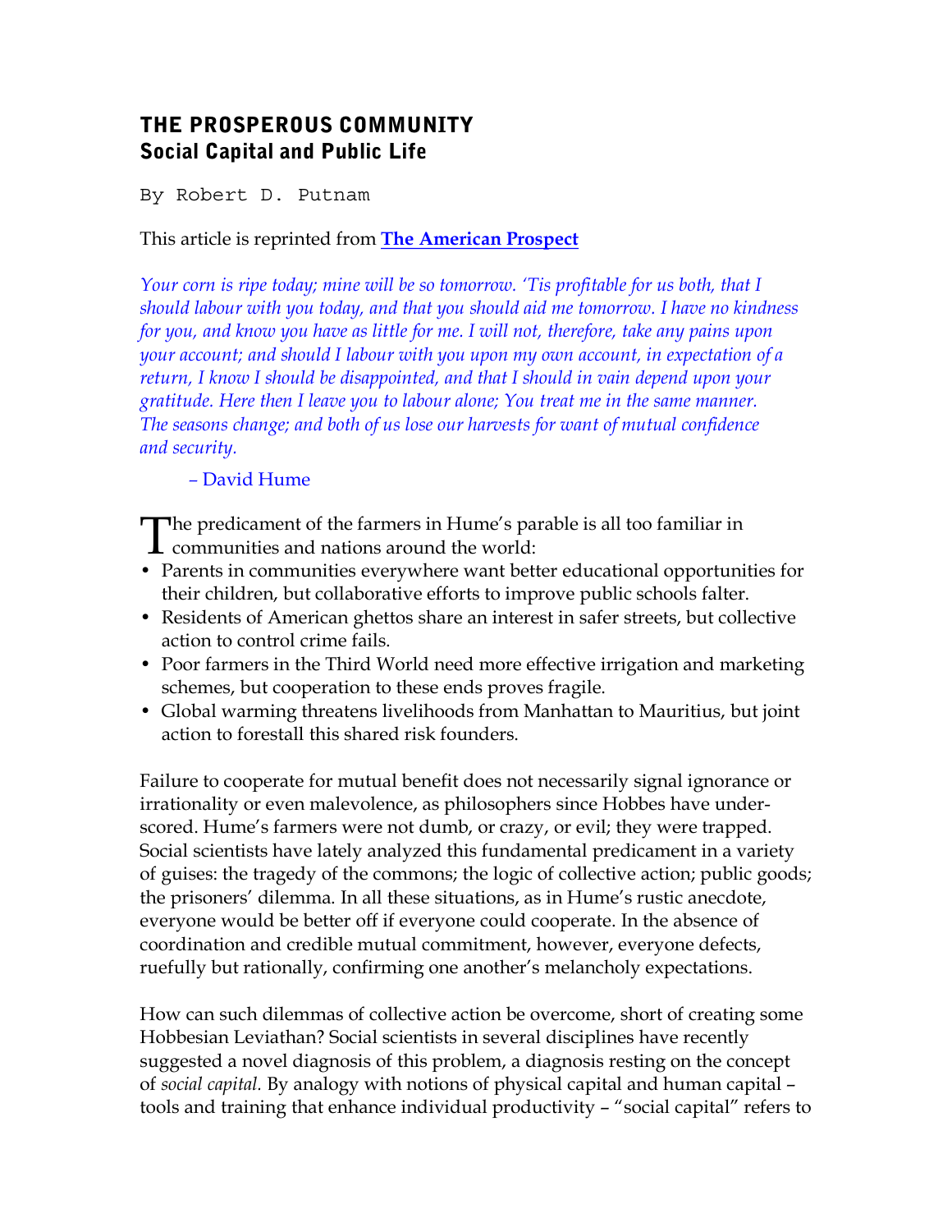# THE PROSPEROUS COMMUNITY
## Social Capital and Public Life

By Robert D. Putnam

This article is reprinted from **The American Prospect**

*Your corn is ripe today; mine will be so tomorrow. 'Tis profitable for us both, that I should labour with you today, and that you should aid me tomorrow. I have no kindness for you, and know you have as little for me. I will not, therefore, take any pains upon your account; and should I labour with you upon my own account, in expectation of a return, I know I should be disappointed, and that I should in vain depend upon your gratitude. Here then I leave you to labour alone; You treat me in the same manner. The seasons change; and both of us lose our harvests for want of mutual confidence and security.*

– David Hume

The predicament of the farmers in Hume's parable is all too familiar in communities and nations around the world:

- Parents in communities everywhere want better educational opportunities for their children, but collaborative efforts to improve public schools falter.
- Residents of American ghettos share an interest in safer streets, but collective action to control crime fails.
- Poor farmers in the Third World need more effective irrigation and marketing schemes, but cooperation to these ends proves fragile.
- Global warming threatens livelihoods from Manhattan to Mauritius, but joint action to forestall this shared risk founders.

Failure to cooperate for mutual benefit does not necessarily signal ignorance or irrationality or even malevolence, as philosophers since Hobbes have underscored. Hume's farmers were not dumb, or crazy, or evil; they were trapped. Social scientists have lately analyzed this fundamental predicament in a variety of guises: the tragedy of the commons; the logic of collective action; public goods; the prisoners' dilemma. In all these situations, as in Hume's rustic anecdote, everyone would be better off if everyone could cooperate. In the absence of coordination and credible mutual commitment, however, everyone defects, ruefully but rationally, confirming one another's melancholy expectations.

How can such dilemmas of collective action be overcome, short of creating some Hobbesian Leviathan? Social scientists in several disciplines have recently suggested a novel diagnosis of this problem, a diagnosis resting on the concept of *social capital.* By analogy with notions of physical capital and human capital – tools and training that enhance individual productivity – "social capital" refers to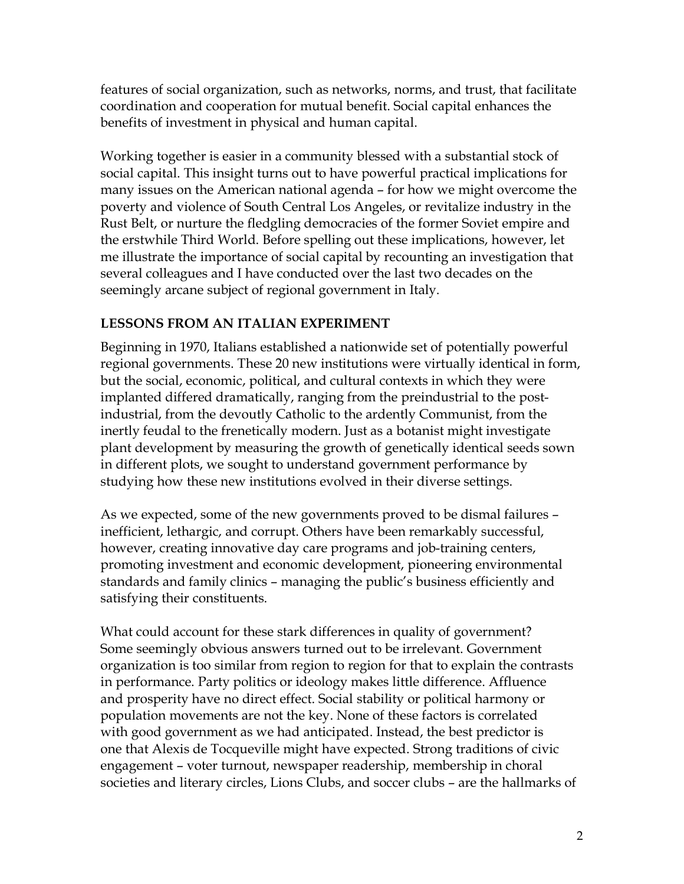features of social organization, such as networks, norms, and trust, that facilitate coordination and cooperation for mutual benefit. Social capital enhances the benefits of investment in physical and human capital.

Working together is easier in a community blessed with a substantial stock of social capital. This insight turns out to have powerful practical implications for many issues on the American national agenda – for how we might overcome the poverty and violence of South Central Los Angeles, or revitalize industry in the Rust Belt, or nurture the fledgling democracies of the former Soviet empire and the erstwhile Third World. Before spelling out these implications, however, let me illustrate the importance of social capital by recounting an investigation that several colleagues and I have conducted over the last two decades on the seemingly arcane subject of regional government in Italy.

## LESSONS FROM AN ITALIAN EXPERIMENT

Beginning in 1970, Italians established a nationwide set of potentially powerful regional governments. These 20 new institutions were virtually identical in form, but the social, economic, political, and cultural contexts in which they were implanted differed dramatically, ranging from the preindustrial to the post-industrial, from the devoutly Catholic to the ardently Communist, from the inertly feudal to the frenetically modern. Just as a botanist might investigate plant development by measuring the growth of genetically identical seeds sown in different plots, we sought to understand government performance by studying how these new institutions evolved in their diverse settings.

As we expected, some of the new governments proved to be dismal failures – inefficient, lethargic, and corrupt. Others have been remarkably successful, however, creating innovative day care programs and job-training centers, promoting investment and economic development, pioneering environmental standards and family clinics – managing the public's business efficiently and satisfying their constituents.

What could account for these stark differences in quality of government? Some seemingly obvious answers turned out to be irrelevant. Government organization is too similar from region to region for that to explain the contrasts in performance. Party politics or ideology makes little difference. Affluence and prosperity have no direct effect. Social stability or political harmony or population movements are not the key. None of these factors is correlated with good government as we had anticipated. Instead, the best predictor is one that Alexis de Tocqueville might have expected. Strong traditions of civic engagement – voter turnout, newspaper readership, membership in choral societies and literary circles, Lions Clubs, and soccer clubs – are the hallmarks of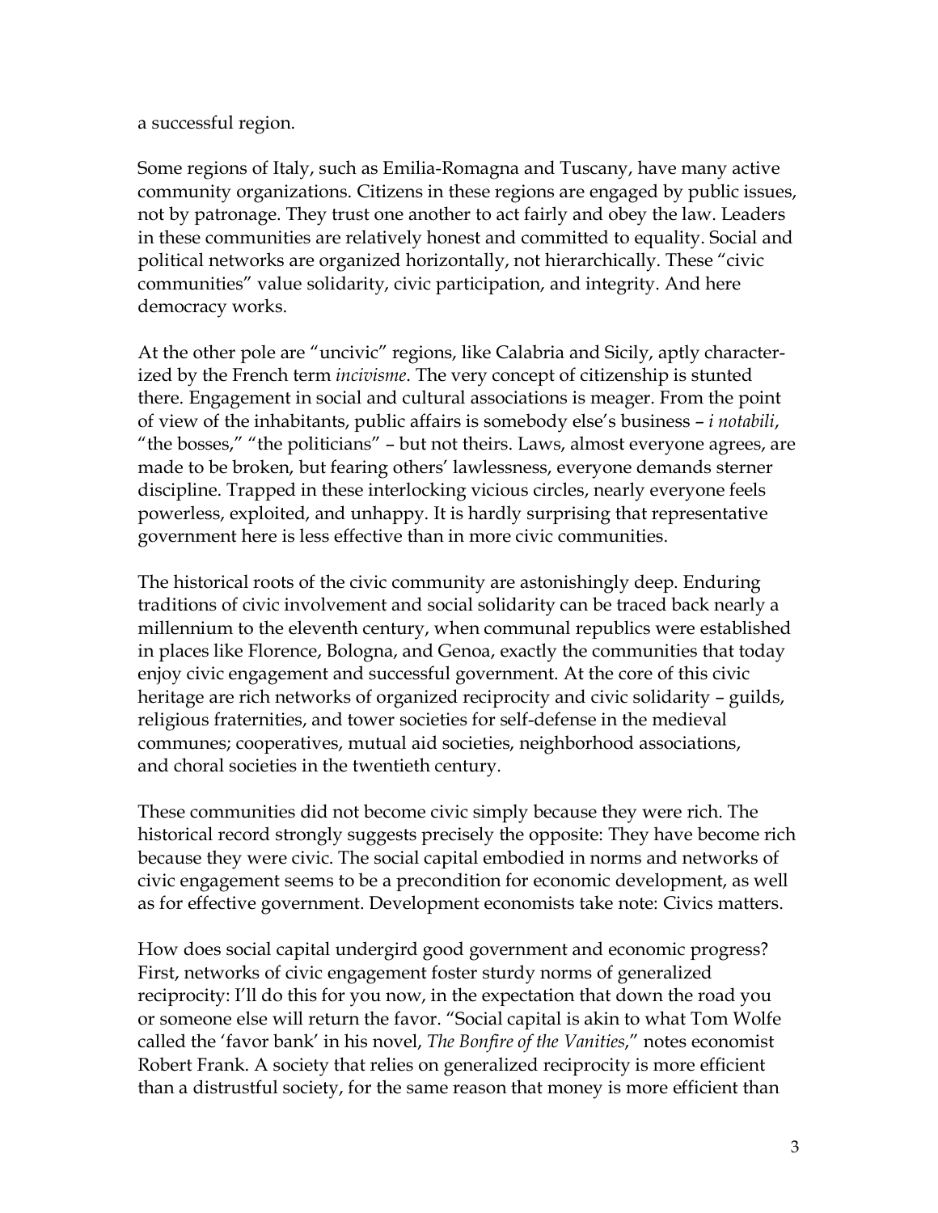a successful region.

Some regions of Italy, such as Emilia-Romagna and Tuscany, have many active community organizations. Citizens in these regions are engaged by public issues, not by patronage. They trust one another to act fairly and obey the law. Leaders in these communities are relatively honest and committed to equality. Social and political networks are organized horizontally, not hierarchically. These "civic communities" value solidarity, civic participation, and integrity. And here democracy works.

At the other pole are "uncivic" regions, like Calabria and Sicily, aptly characterized by the French term *incivisme*. The very concept of citizenship is stunted there. Engagement in social and cultural associations is meager. From the point of view of the inhabitants, public affairs is somebody else's business – *i notabili*, "the bosses," "the politicians" – but not theirs. Laws, almost everyone agrees, are made to be broken, but fearing others' lawlessness, everyone demands sterner discipline. Trapped in these interlocking vicious circles, nearly everyone feels powerless, exploited, and unhappy. It is hardly surprising that representative government here is less effective than in more civic communities.

The historical roots of the civic community are astonishingly deep. Enduring traditions of civic involvement and social solidarity can be traced back nearly a millennium to the eleventh century, when communal republics were established in places like Florence, Bologna, and Genoa, exactly the communities that today enjoy civic engagement and successful government. At the core of this civic heritage are rich networks of organized reciprocity and civic solidarity – guilds, religious fraternities, and tower societies for self-defense in the medieval communes; cooperatives, mutual aid societies, neighborhood associations, and choral societies in the twentieth century.

These communities did not become civic simply because they were rich. The historical record strongly suggests precisely the opposite: They have become rich because they were civic. The social capital embodied in norms and networks of civic engagement seems to be a precondition for economic development, as well as for effective government. Development economists take note: Civics matters.

How does social capital undergird good government and economic progress? First, networks of civic engagement foster sturdy norms of generalized reciprocity: I'll do this for you now, in the expectation that down the road you or someone else will return the favor. "Social capital is akin to what Tom Wolfe called the 'favor bank' in his novel, *The Bonfire of the Vanities*," notes economist Robert Frank. A society that relies on generalized reciprocity is more efficient than a distrustful society, for the same reason that money is more efficient than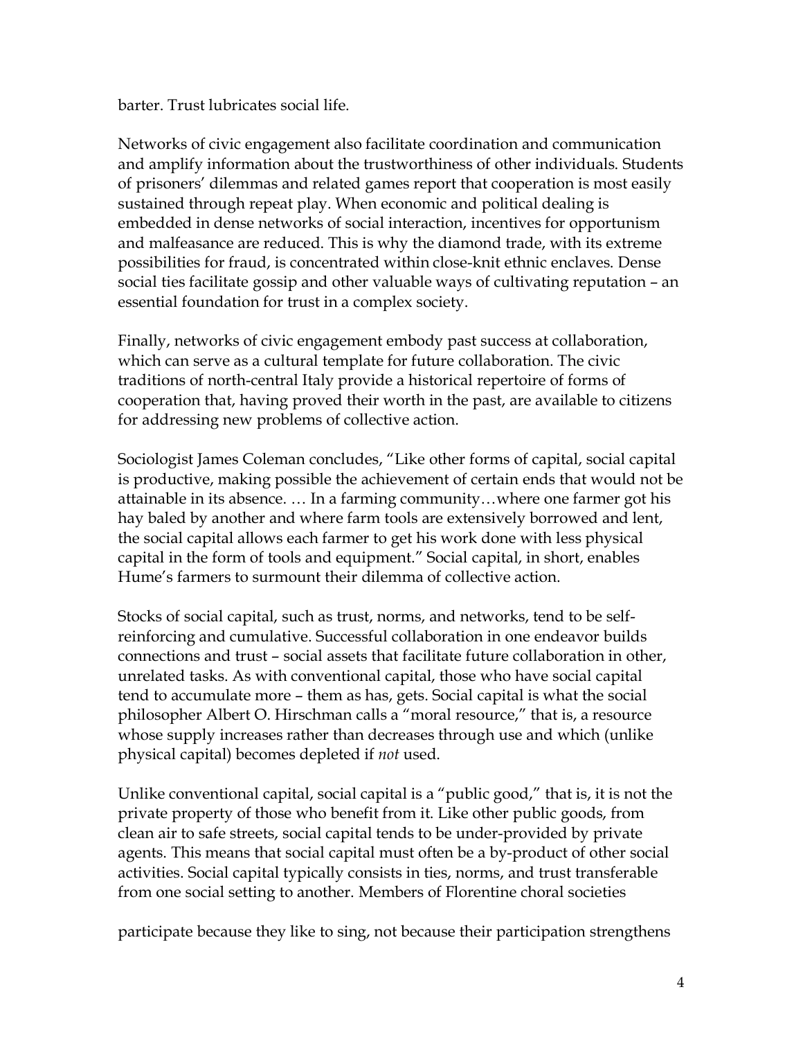barter. Trust lubricates social life.

Networks of civic engagement also facilitate coordination and communication and amplify information about the trustworthiness of other individuals. Students of prisoners' dilemmas and related games report that cooperation is most easily sustained through repeat play. When economic and political dealing is embedded in dense networks of social interaction, incentives for opportunism and malfeasance are reduced. This is why the diamond trade, with its extreme possibilities for fraud, is concentrated within close-knit ethnic enclaves. Dense social ties facilitate gossip and other valuable ways of cultivating reputation – an essential foundation for trust in a complex society.

Finally, networks of civic engagement embody past success at collaboration, which can serve as a cultural template for future collaboration. The civic traditions of north-central Italy provide a historical repertoire of forms of cooperation that, having proved their worth in the past, are available to citizens for addressing new problems of collective action.

Sociologist James Coleman concludes, "Like other forms of capital, social capital is productive, making possible the achievement of certain ends that would not be attainable in its absence. … In a farming community…where one farmer got his hay baled by another and where farm tools are extensively borrowed and lent, the social capital allows each farmer to get his work done with less physical capital in the form of tools and equipment." Social capital, in short, enables Hume's farmers to surmount their dilemma of collective action.

Stocks of social capital, such as trust, norms, and networks, tend to be self-reinforcing and cumulative. Successful collaboration in one endeavor builds connections and trust – social assets that facilitate future collaboration in other, unrelated tasks. As with conventional capital, those who have social capital tend to accumulate more – them as has, gets. Social capital is what the social philosopher Albert O. Hirschman calls a "moral resource," that is, a resource whose supply increases rather than decreases through use and which (unlike physical capital) becomes depleted if *not* used.

Unlike conventional capital, social capital is a "public good," that is, it is not the private property of those who benefit from it. Like other public goods, from clean air to safe streets, social capital tends to be under-provided by private agents. This means that social capital must often be a by-product of other social activities. Social capital typically consists in ties, norms, and trust transferable from one social setting to another. Members of Florentine choral societies

participate because they like to sing, not because their participation strengthens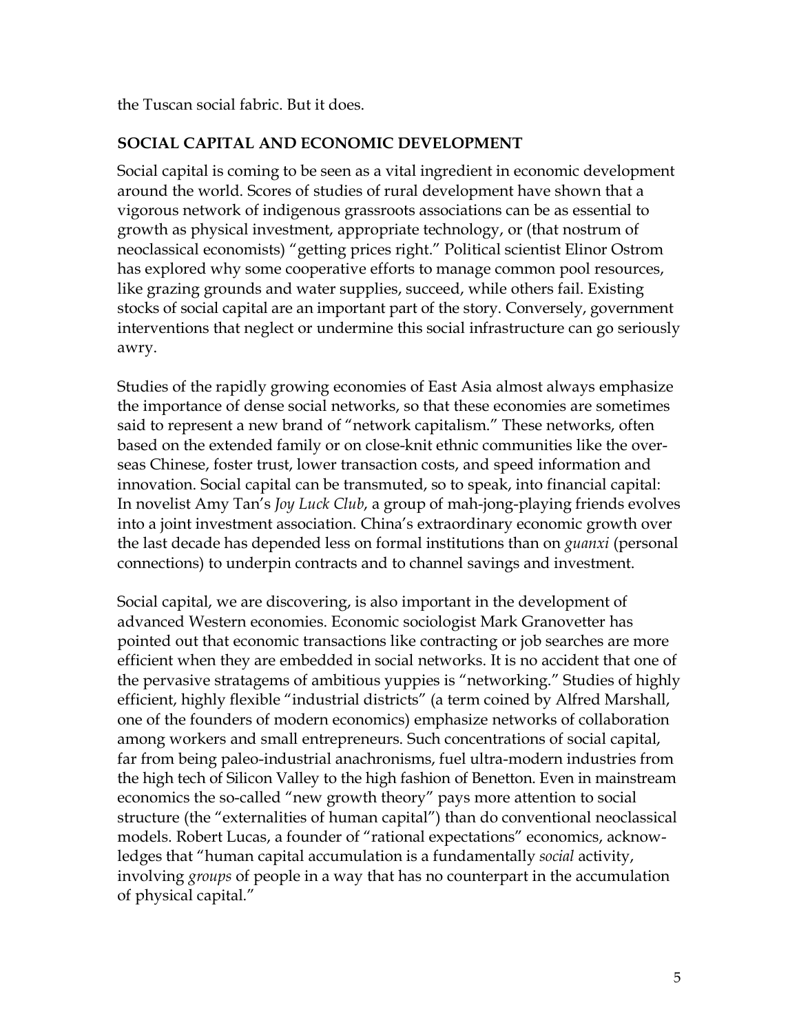the Tuscan social fabric. But it does.

## SOCIAL CAPITAL AND ECONOMIC DEVELOPMENT

Social capital is coming to be seen as a vital ingredient in economic development around the world. Scores of studies of rural development have shown that a vigorous network of indigenous grassroots associations can be as essential to growth as physical investment, appropriate technology, or (that nostrum of neoclassical economists) "getting prices right." Political scientist Elinor Ostrom has explored why some cooperative efforts to manage common pool resources, like grazing grounds and water supplies, succeed, while others fail. Existing stocks of social capital are an important part of the story. Conversely, government interventions that neglect or undermine this social infrastructure can go seriously awry.

Studies of the rapidly growing economies of East Asia almost always emphasize the importance of dense social networks, so that these economies are sometimes said to represent a new brand of "network capitalism." These networks, often based on the extended family or on close-knit ethnic communities like the overseas Chinese, foster trust, lower transaction costs, and speed information and innovation. Social capital can be transmuted, so to speak, into financial capital: In novelist Amy Tan's *Joy Luck Club*, a group of mah-jong-playing friends evolves into a joint investment association. China's extraordinary economic growth over the last decade has depended less on formal institutions than on *guanxi* (personal connections) to underpin contracts and to channel savings and investment.

Social capital, we are discovering, is also important in the development of advanced Western economies. Economic sociologist Mark Granovetter has pointed out that economic transactions like contracting or job searches are more efficient when they are embedded in social networks. It is no accident that one of the pervasive stratagems of ambitious yuppies is "networking." Studies of highly efficient, highly flexible "industrial districts" (a term coined by Alfred Marshall, one of the founders of modern economics) emphasize networks of collaboration among workers and small entrepreneurs. Such concentrations of social capital, far from being paleo-industrial anachronisms, fuel ultra-modern industries from the high tech of Silicon Valley to the high fashion of Benetton. Even in mainstream economics the so-called "new growth theory" pays more attention to social structure (the "externalities of human capital") than do conventional neoclassical models. Robert Lucas, a founder of "rational expectations" economics, acknowledges that "human capital accumulation is a fundamentally *social* activity, involving *groups* of people in a way that has no counterpart in the accumulation of physical capital."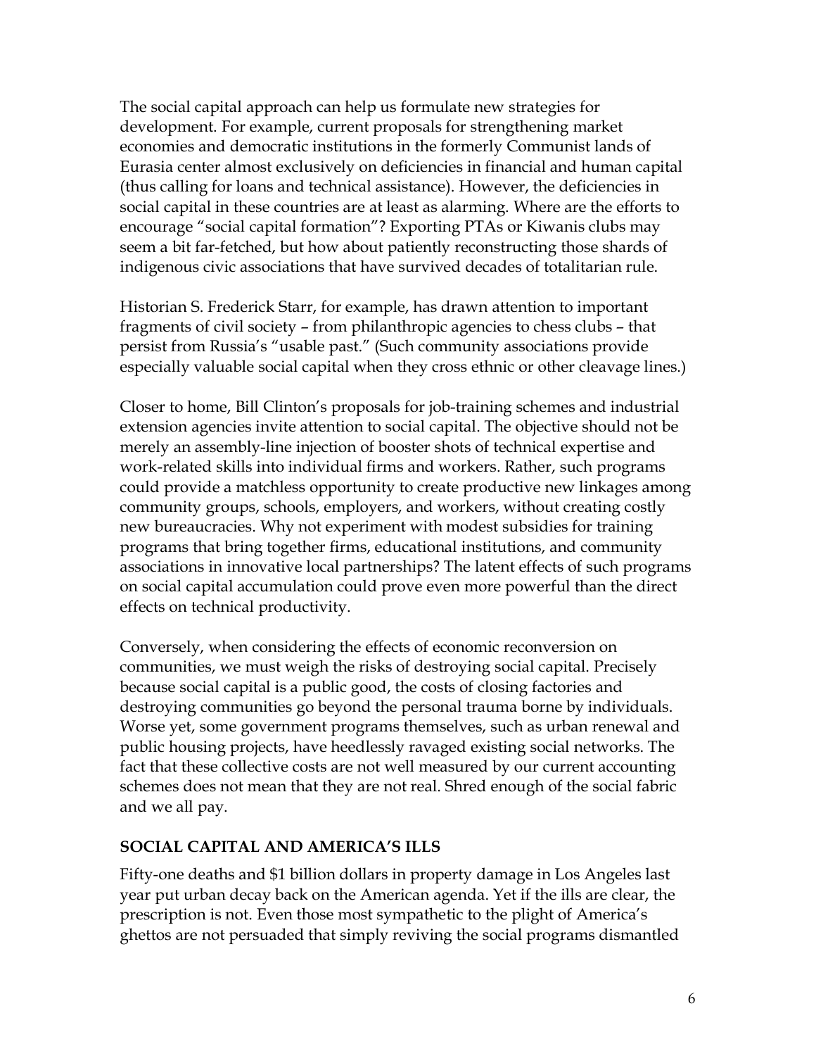The social capital approach can help us formulate new strategies for development. For example, current proposals for strengthening market economies and democratic institutions in the formerly Communist lands of Eurasia center almost exclusively on deficiencies in financial and human capital (thus calling for loans and technical assistance). However, the deficiencies in social capital in these countries are at least as alarming. Where are the efforts to encourage "social capital formation"? Exporting PTAs or Kiwanis clubs may seem a bit far-fetched, but how about patiently reconstructing those shards of indigenous civic associations that have survived decades of totalitarian rule.

Historian S. Frederick Starr, for example, has drawn attention to important fragments of civil society – from philanthropic agencies to chess clubs – that persist from Russia's "usable past." (Such community associations provide especially valuable social capital when they cross ethnic or other cleavage lines.)

Closer to home, Bill Clinton's proposals for job-training schemes and industrial extension agencies invite attention to social capital. The objective should not be merely an assembly-line injection of booster shots of technical expertise and work-related skills into individual firms and workers. Rather, such programs could provide a matchless opportunity to create productive new linkages among community groups, schools, employers, and workers, without creating costly new bureaucracies. Why not experiment with modest subsidies for training programs that bring together firms, educational institutions, and community associations in innovative local partnerships? The latent effects of such programs on social capital accumulation could prove even more powerful than the direct effects on technical productivity.

Conversely, when considering the effects of economic reconversion on communities, we must weigh the risks of destroying social capital. Precisely because social capital is a public good, the costs of closing factories and destroying communities go beyond the personal trauma borne by individuals. Worse yet, some government programs themselves, such as urban renewal and public housing projects, have heedlessly ravaged existing social networks. The fact that these collective costs are not well measured by our current accounting schemes does not mean that they are not real. Shred enough of the social fabric and we all pay.

## SOCIAL CAPITAL AND AMERICA'S ILLS

Fifty-one deaths and $1 billion dollars in property damage in Los Angeles last year put urban decay back on the American agenda. Yet if the ills are clear, the prescription is not. Even those most sympathetic to the plight of America's ghettos are not persuaded that simply reviving the social programs dismantled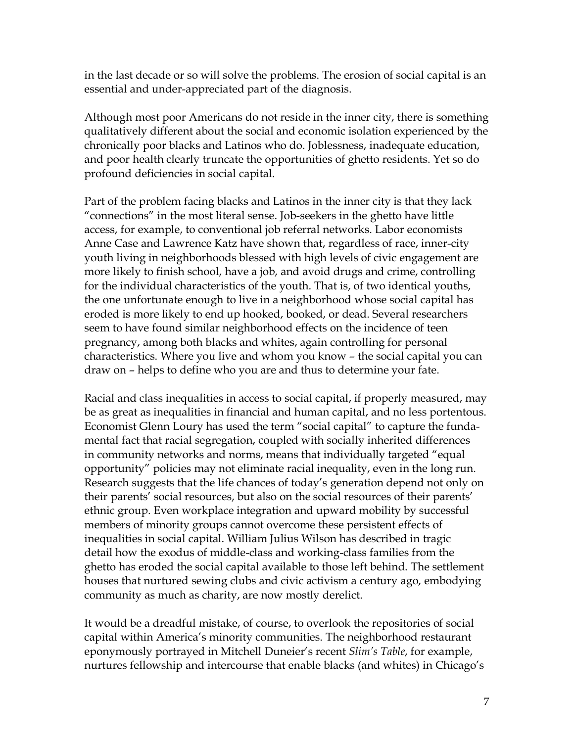in the last decade or so will solve the problems. The erosion of social capital is an essential and under-appreciated part of the diagnosis.

Although most poor Americans do not reside in the inner city, there is something qualitatively different about the social and economic isolation experienced by the chronically poor blacks and Latinos who do. Joblessness, inadequate education, and poor health clearly truncate the opportunities of ghetto residents. Yet so do profound deficiencies in social capital.

Part of the problem facing blacks and Latinos in the inner city is that they lack "connections" in the most literal sense. Job-seekers in the ghetto have little access, for example, to conventional job referral networks. Labor economists Anne Case and Lawrence Katz have shown that, regardless of race, inner-city youth living in neighborhoods blessed with high levels of civic engagement are more likely to finish school, have a job, and avoid drugs and crime, controlling for the individual characteristics of the youth. That is, of two identical youths, the one unfortunate enough to live in a neighborhood whose social capital has eroded is more likely to end up hooked, booked, or dead. Several researchers seem to have found similar neighborhood effects on the incidence of teen pregnancy, among both blacks and whites, again controlling for personal characteristics. Where you live and whom you know – the social capital you can draw on – helps to define who you are and thus to determine your fate.

Racial and class inequalities in access to social capital, if properly measured, may be as great as inequalities in financial and human capital, and no less portentous. Economist Glenn Loury has used the term "social capital" to capture the fundamental fact that racial segregation, coupled with socially inherited differences in community networks and norms, means that individually targeted "equal opportunity" policies may not eliminate racial inequality, even in the long run. Research suggests that the life chances of today's generation depend not only on their parents' social resources, but also on the social resources of their parents' ethnic group. Even workplace integration and upward mobility by successful members of minority groups cannot overcome these persistent effects of inequalities in social capital. William Julius Wilson has described in tragic detail how the exodus of middle-class and working-class families from the ghetto has eroded the social capital available to those left behind. The settlement houses that nurtured sewing clubs and civic activism a century ago, embodying community as much as charity, are now mostly derelict.

It would be a dreadful mistake, of course, to overlook the repositories of social capital within America's minority communities. The neighborhood restaurant eponymously portrayed in Mitchell Duneier's recent *Slim's Table*, for example, nurtures fellowship and intercourse that enable blacks (and whites) in Chicago's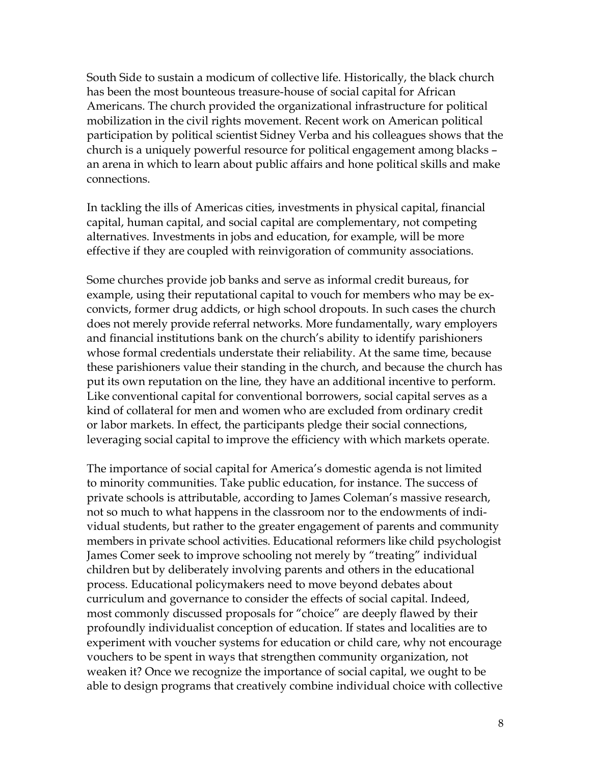South Side to sustain a modicum of collective life. Historically, the black church has been the most bounteous treasure-house of social capital for African Americans. The church provided the organizational infrastructure for political mobilization in the civil rights movement. Recent work on American political participation by political scientist Sidney Verba and his colleagues shows that the church is a uniquely powerful resource for political engagement among blacks – an arena in which to learn about public affairs and hone political skills and make connections.

In tackling the ills of Americas cities, investments in physical capital, financial capital, human capital, and social capital are complementary, not competing alternatives. Investments in jobs and education, for example, will be more effective if they are coupled with reinvigoration of community associations.

Some churches provide job banks and serve as informal credit bureaus, for example, using their reputational capital to vouch for members who may be ex-convicts, former drug addicts, or high school dropouts. In such cases the church does not merely provide referral networks. More fundamentally, wary employers and financial institutions bank on the church's ability to identify parishioners whose formal credentials understate their reliability. At the same time, because these parishioners value their standing in the church, and because the church has put its own reputation on the line, they have an additional incentive to perform. Like conventional capital for conventional borrowers, social capital serves as a kind of collateral for men and women who are excluded from ordinary credit or labor markets. In effect, the participants pledge their social connections, leveraging social capital to improve the efficiency with which markets operate.

The importance of social capital for America's domestic agenda is not limited to minority communities. Take public education, for instance. The success of private schools is attributable, according to James Coleman's massive research, not so much to what happens in the classroom nor to the endowments of individual students, but rather to the greater engagement of parents and community members in private school activities. Educational reformers like child psychologist James Comer seek to improve schooling not merely by "treating" individual children but by deliberately involving parents and others in the educational process. Educational policymakers need to move beyond debates about curriculum and governance to consider the effects of social capital. Indeed, most commonly discussed proposals for "choice" are deeply flawed by their profoundly individualist conception of education. If states and localities are to experiment with voucher systems for education or child care, why not encourage vouchers to be spent in ways that strengthen community organization, not weaken it? Once we recognize the importance of social capital, we ought to be able to design programs that creatively combine individual choice with collective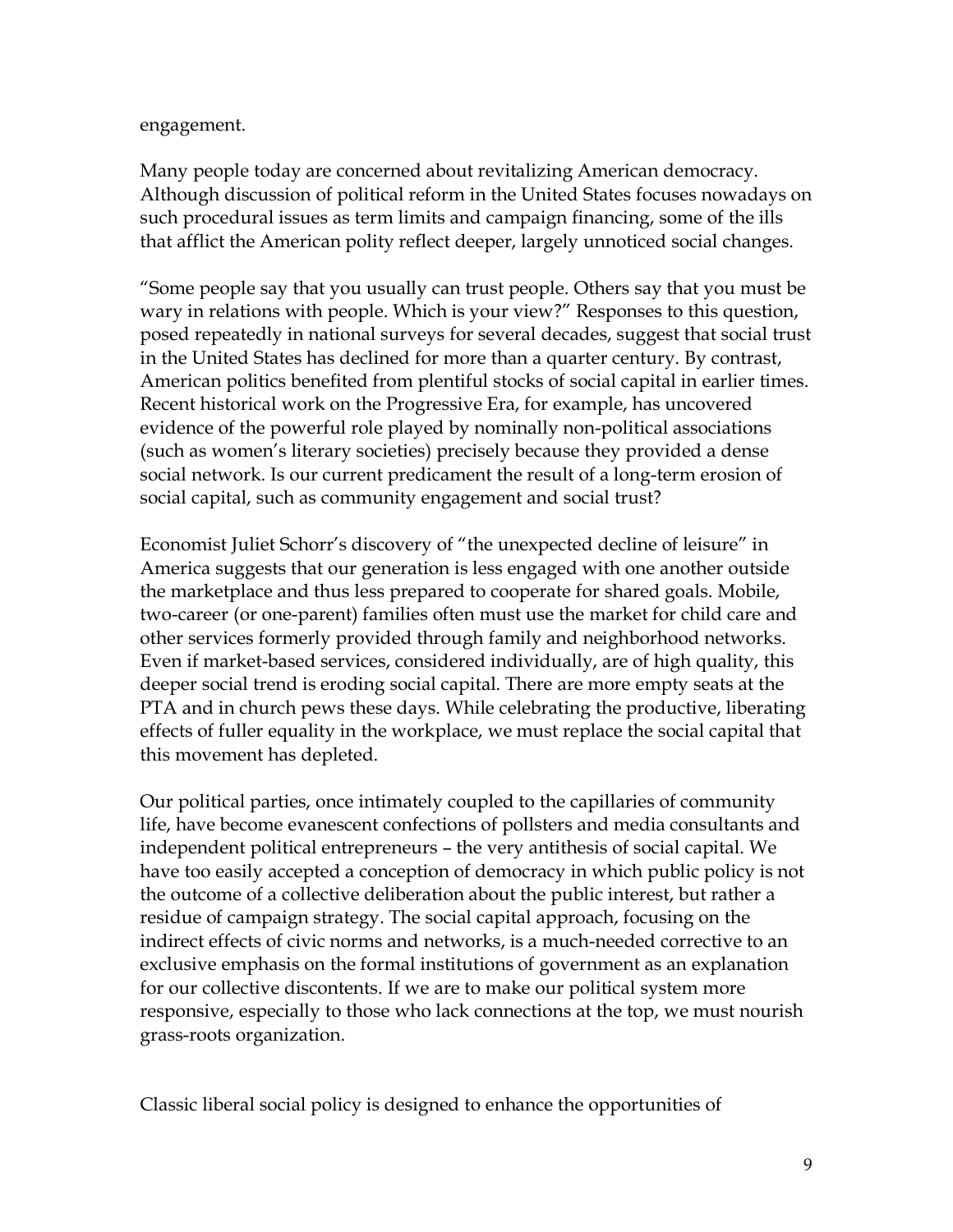engagement.

Many people today are concerned about revitalizing American democracy. Although discussion of political reform in the United States focuses nowadays on such procedural issues as term limits and campaign financing, some of the ills that afflict the American polity reflect deeper, largely unnoticed social changes.

"Some people say that you usually can trust people. Others say that you must be wary in relations with people. Which is your view?" Responses to this question, posed repeatedly in national surveys for several decades, suggest that social trust in the United States has declined for more than a quarter century. By contrast, American politics benefited from plentiful stocks of social capital in earlier times. Recent historical work on the Progressive Era, for example, has uncovered evidence of the powerful role played by nominally non-political associations (such as women's literary societies) precisely because they provided a dense social network. Is our current predicament the result of a long-term erosion of social capital, such as community engagement and social trust?

Economist Juliet Schorr's discovery of "the unexpected decline of leisure" in America suggests that our generation is less engaged with one another outside the marketplace and thus less prepared to cooperate for shared goals. Mobile, two-career (or one-parent) families often must use the market for child care and other services formerly provided through family and neighborhood networks. Even if market-based services, considered individually, are of high quality, this deeper social trend is eroding social capital. There are more empty seats at the PTA and in church pews these days. While celebrating the productive, liberating effects of fuller equality in the workplace, we must replace the social capital that this movement has depleted.

Our political parties, once intimately coupled to the capillaries of community life, have become evanescent confections of pollsters and media consultants and independent political entrepreneurs – the very antithesis of social capital. We have too easily accepted a conception of democracy in which public policy is not the outcome of a collective deliberation about the public interest, but rather a residue of campaign strategy. The social capital approach, focusing on the indirect effects of civic norms and networks, is a much-needed corrective to an exclusive emphasis on the formal institutions of government as an explanation for our collective discontents. If we are to make our political system more responsive, especially to those who lack connections at the top, we must nourish grass-roots organization.

Classic liberal social policy is designed to enhance the opportunities of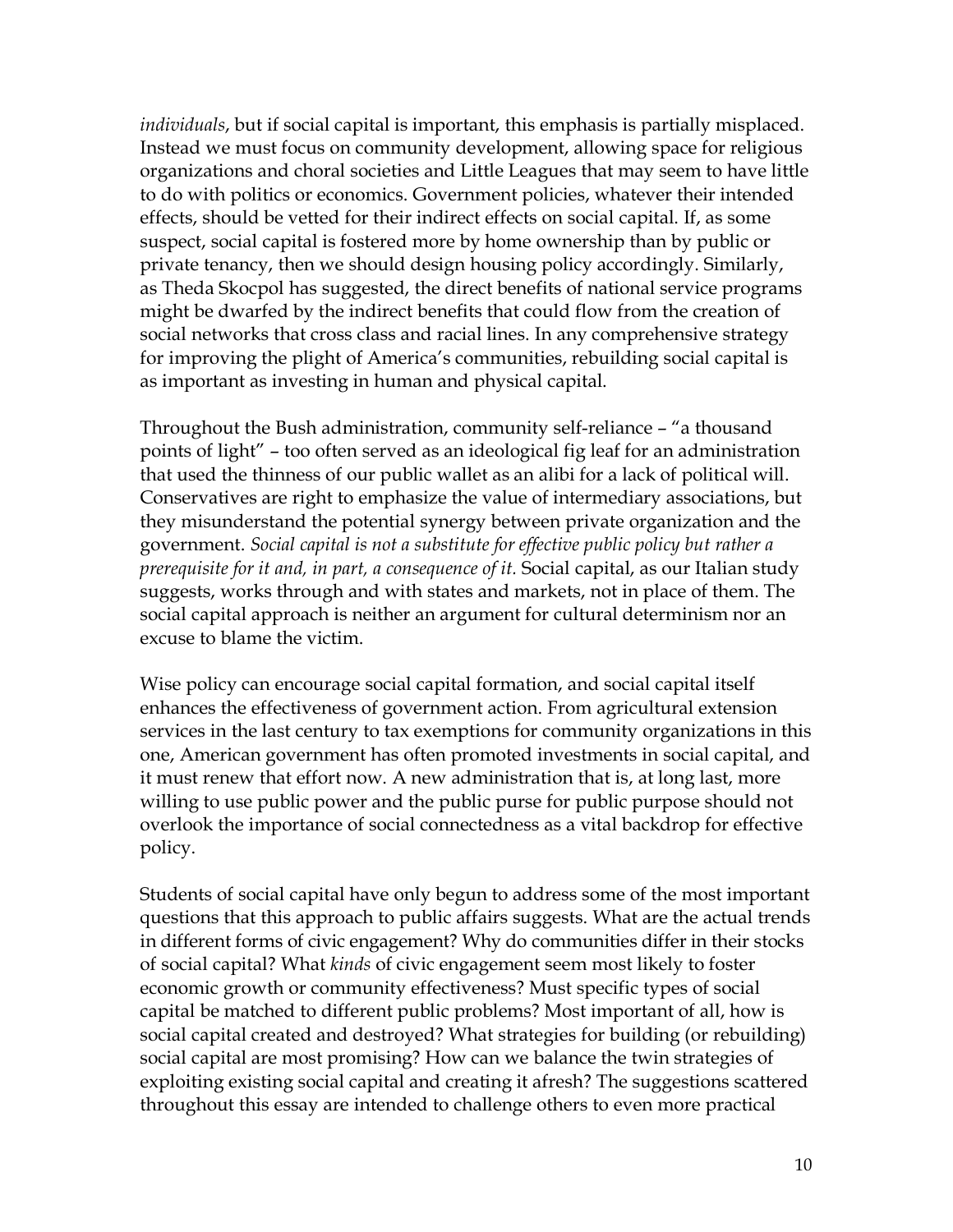*individuals*, but if social capital is important, this emphasis is partially misplaced. Instead we must focus on community development, allowing space for religious organizations and choral societies and Little Leagues that may seem to have little to do with politics or economics. Government policies, whatever their intended effects, should be vetted for their indirect effects on social capital. If, as some suspect, social capital is fostered more by home ownership than by public or private tenancy, then we should design housing policy accordingly. Similarly, as Theda Skocpol has suggested, the direct benefits of national service programs might be dwarfed by the indirect benefits that could flow from the creation of social networks that cross class and racial lines. In any comprehensive strategy for improving the plight of America's communities, rebuilding social capital is as important as investing in human and physical capital.

Throughout the Bush administration, community self-reliance – "a thousand points of light" – too often served as an ideological fig leaf for an administration that used the thinness of our public wallet as an alibi for a lack of political will. Conservatives are right to emphasize the value of intermediary associations, but they misunderstand the potential synergy between private organization and the government. *Social capital is not a substitute for effective public policy but rather a prerequisite for it and, in part, a consequence of it.* Social capital, as our Italian study suggests, works through and with states and markets, not in place of them. The social capital approach is neither an argument for cultural determinism nor an excuse to blame the victim.

Wise policy can encourage social capital formation, and social capital itself enhances the effectiveness of government action. From agricultural extension services in the last century to tax exemptions for community organizations in this one, American government has often promoted investments in social capital, and it must renew that effort now. A new administration that is, at long last, more willing to use public power and the public purse for public purpose should not overlook the importance of social connectedness as a vital backdrop for effective policy.

Students of social capital have only begun to address some of the most important questions that this approach to public affairs suggests. What are the actual trends in different forms of civic engagement? Why do communities differ in their stocks of social capital? What *kinds* of civic engagement seem most likely to foster economic growth or community effectiveness? Must specific types of social capital be matched to different public problems? Most important of all, how is social capital created and destroyed? What strategies for building (or rebuilding) social capital are most promising? How can we balance the twin strategies of exploiting existing social capital and creating it afresh? The suggestions scattered throughout this essay are intended to challenge others to even more practical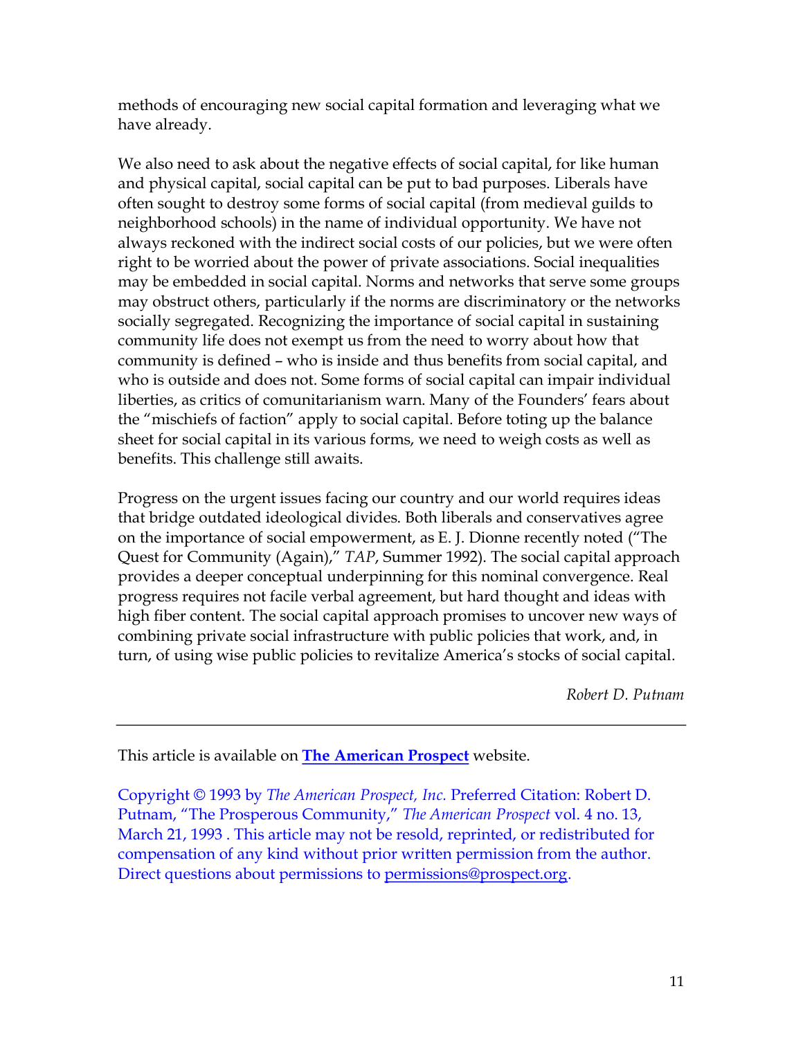methods of encouraging new social capital formation and leveraging what we have already.

We also need to ask about the negative effects of social capital, for like human and physical capital, social capital can be put to bad purposes. Liberals have often sought to destroy some forms of social capital (from medieval guilds to neighborhood schools) in the name of individual opportunity. We have not always reckoned with the indirect social costs of our policies, but we were often right to be worried about the power of private associations. Social inequalities may be embedded in social capital. Norms and networks that serve some groups may obstruct others, particularly if the norms are discriminatory or the networks socially segregated. Recognizing the importance of social capital in sustaining community life does not exempt us from the need to worry about how that community is defined – who is inside and thus benefits from social capital, and who is outside and does not. Some forms of social capital can impair individual liberties, as critics of comunitarianism warn. Many of the Founders' fears about the "mischiefs of faction" apply to social capital. Before toting up the balance sheet for social capital in its various forms, we need to weigh costs as well as benefits. This challenge still awaits.

Progress on the urgent issues facing our country and our world requires ideas that bridge outdated ideological divides. Both liberals and conservatives agree on the importance of social empowerment, as E. J. Dionne recently noted ("The Quest for Community (Again)," *TAP*, Summer 1992). The social capital approach provides a deeper conceptual underpinning for this nominal convergence. Real progress requires not facile verbal agreement, but hard thought and ideas with high fiber content. The social capital approach promises to uncover new ways of combining private social infrastructure with public policies that work, and, in turn, of using wise public policies to revitalize America's stocks of social capital.

*Robert D. Putnam*

---

This article is available on **The American Prospect** website.

Copyright © 1993 by *The American Prospect, Inc.* Preferred Citation: Robert D. Putnam, "The Prosperous Community," *The American Prospect* vol. 4 no. 13, March 21, 1993 . This article may not be resold, reprinted, or redistributed for compensation of any kind without prior written permission from the author. Direct questions about permissions to permissions@prospect.org.